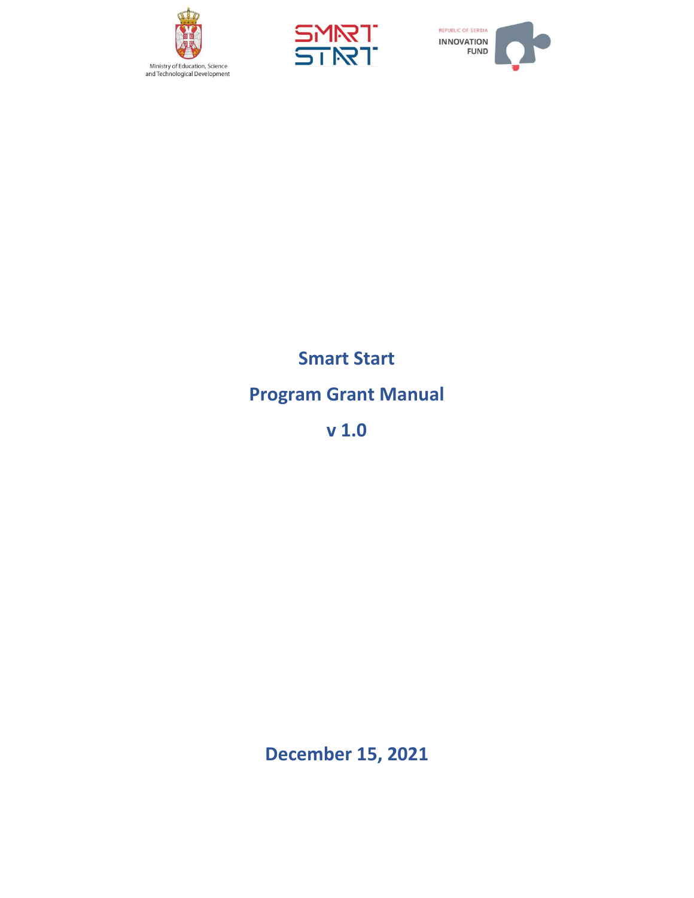Ministry of Education, Science and Technological Development

SMART START

REPUBLIC OF SERBIA INNOVATION FUND

# Smart Start

# Program Grant Manual

# v 1.0

**December 15, 2021**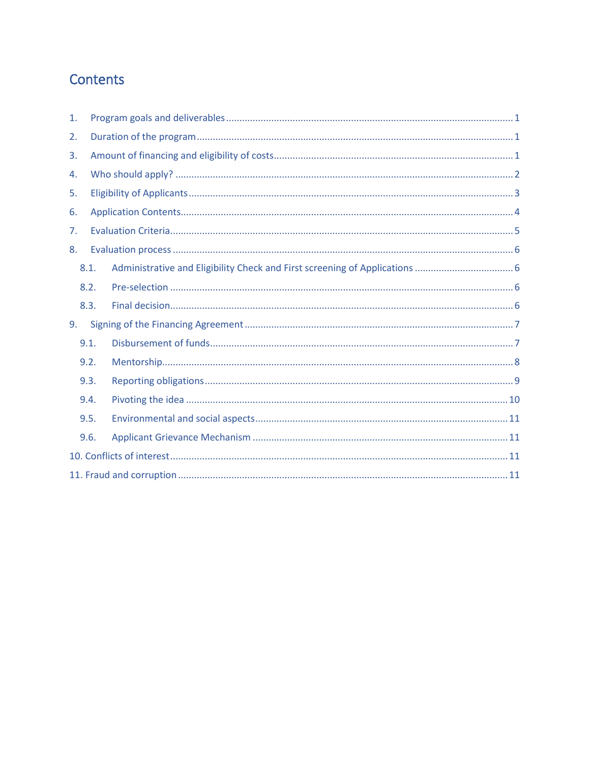# Contents

1. Program goals and deliverables ........................................................................................................ 1
2. Duration of the program ................................................................................................................... 1
3. Amount of financing and eligibility of costs ...................................................................................... 1
4. Who should apply? ........................................................................................................................... 2
5. Eligibility of Applicants ...................................................................................................................... 3
6. Application Contents......................................................................................................................... 4
7. Evaluation Criteria ............................................................................................................................. 5
8. Evaluation process ............................................................................................................................ 6
   - 8.1. Administrative and Eligibility Check and First screening of Applications .................................... 6
   - 8.2. Pre-selection .............................................................................................................................. 6
   - 8.3. Final decision.............................................................................................................................. 6
9. Signing of the Financing Agreement .................................................................................................. 7
   - 9.1. Disbursement of funds ............................................................................................................... 7
   - 9.2. Mentorship................................................................................................................................. 8
   - 9.3. Reporting obligations ................................................................................................................. 9
   - 9.4. Pivoting the idea ....................................................................................................................... 10
   - 9.5. Environmental and social aspects ............................................................................................. 11
   - 9.6. Applicant Grievance Mechanism .............................................................................................. 11
10. Conflicts of interest ........................................................................................................................ 11
11. Fraud and corruption ...................................................................................................................... 11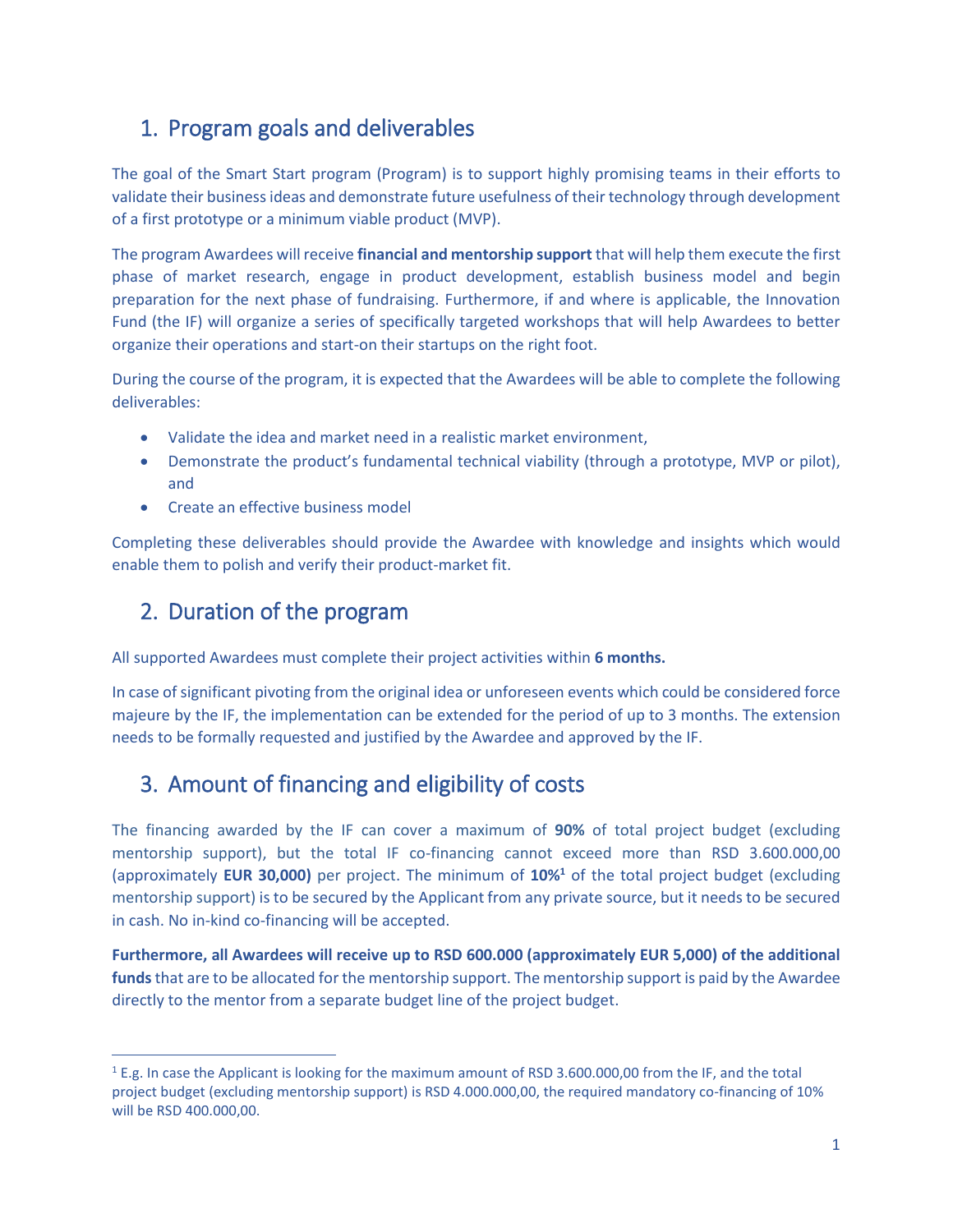## 1. Program goals and deliverables

The goal of the Smart Start program (Program) is to support highly promising teams in their efforts to validate their business ideas and demonstrate future usefulness of their technology through development of a first prototype or a minimum viable product (MVP).

The program Awardees will receive **financial and mentorship support** that will help them execute the first phase of market research, engage in product development, establish business model and begin preparation for the next phase of fundraising. Furthermore, if and where is applicable, the Innovation Fund (the IF) will organize a series of specifically targeted workshops that will help Awardees to better organize their operations and start-on their startups on the right foot.

During the course of the program, it is expected that the Awardees will be able to complete the following deliverables:

- Validate the idea and market need in a realistic market environment,
- Demonstrate the product's fundamental technical viability (through a prototype, MVP or pilot), and
- Create an effective business model

Completing these deliverables should provide the Awardee with knowledge and insights which would enable them to polish and verify their product-market fit.

## 2. Duration of the program

All supported Awardees must complete their project activities within **6 months.**

In case of significant pivoting from the original idea or unforeseen events which could be considered force majeure by the IF, the implementation can be extended for the period of up to 3 months. The extension needs to be formally requested and justified by the Awardee and approved by the IF.

## 3. Amount of financing and eligibility of costs

The financing awarded by the IF can cover a maximum of **90%** of total project budget (excluding mentorship support), but the total IF co-financing cannot exceed more than RSD 3.600.000,00 (approximately **EUR 30,000)** per project. The minimum of **10%**[1] of the total project budget (excluding mentorship support) is to be secured by the Applicant from any private source, but it needs to be secured in cash. No in-kind co-financing will be accepted.

**Furthermore, all Awardees will receive up to RSD 600.000 (approximately EUR 5,000) of the additional funds** that are to be allocated for the mentorship support. The mentorship support is paid by the Awardee directly to the mentor from a separate budget line of the project budget.

---

[1] E.g. In case the Applicant is looking for the maximum amount of RSD 3.600.000,00 from the IF, and the total project budget (excluding mentorship support) is RSD 4.000.000,00, the required mandatory co-financing of 10% will be RSD 400.000,00.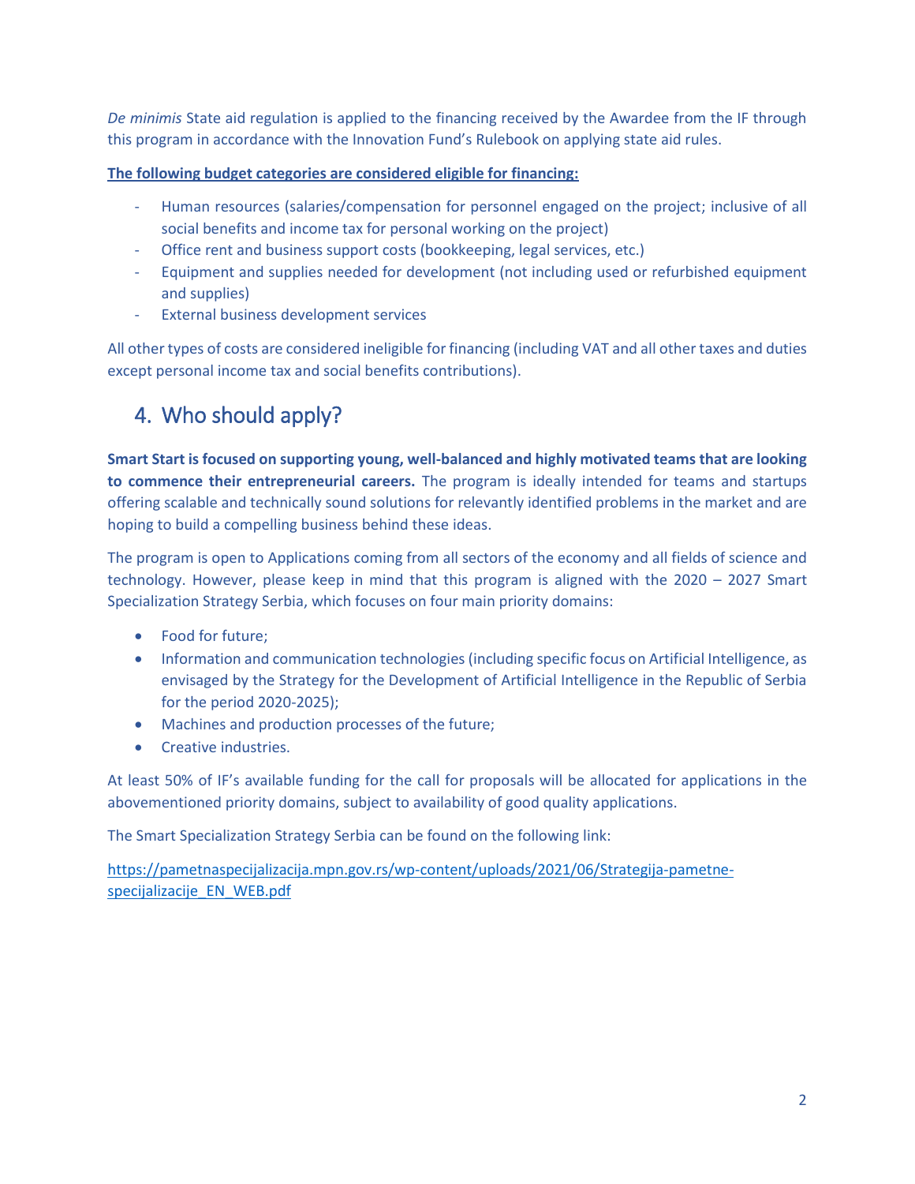*De minimis* State aid regulation is applied to the financing received by the Awardee from the IF through this program in accordance with the Innovation Fund's Rulebook on applying state aid rules.

**The following budget categories are considered eligible for financing:**

- Human resources (salaries/compensation for personnel engaged on the project; inclusive of all social benefits and income tax for personal working on the project)
- Office rent and business support costs (bookkeeping, legal services, etc.)
- Equipment and supplies needed for development (not including used or refurbished equipment and supplies)
- External business development services

All other types of costs are considered ineligible for financing (including VAT and all other taxes and duties except personal income tax and social benefits contributions).

## 4. Who should apply?

**Smart Start is focused on supporting young, well-balanced and highly motivated teams that are looking to commence their entrepreneurial careers.** The program is ideally intended for teams and startups offering scalable and technically sound solutions for relevantly identified problems in the market and are hoping to build a compelling business behind these ideas.

The program is open to Applications coming from all sectors of the economy and all fields of science and technology. However, please keep in mind that this program is aligned with the 2020 – 2027 Smart Specialization Strategy Serbia, which focuses on four main priority domains:

- Food for future;
- Information and communication technologies (including specific focus on Artificial Intelligence, as envisaged by the Strategy for the Development of Artificial Intelligence in the Republic of Serbia for the period 2020-2025);
- Machines and production processes of the future;
- Creative industries.

At least 50% of IF's available funding for the call for proposals will be allocated for applications in the abovementioned priority domains, subject to availability of good quality applications.

The Smart Specialization Strategy Serbia can be found on the following link:

https://pametnaspecijalizacija.mpn.gov.rs/wp-content/uploads/2021/06/Strategija-pametne-specijalizacije_EN_WEB.pdf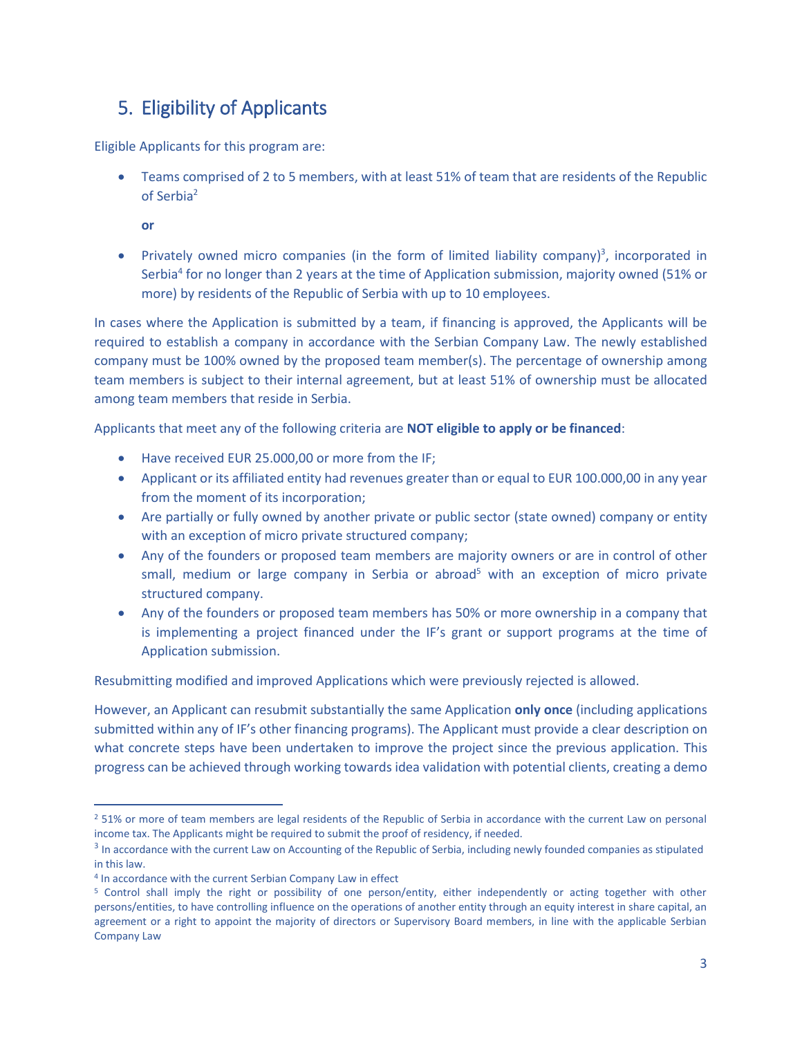## 5. Eligibility of Applicants

Eligible Applicants for this program are:

- Teams comprised of 2 to 5 members, with at least 51% of team that are residents of the Republic of Serbia[2]

  **or**

- Privately owned micro companies (in the form of limited liability company)[3], incorporated in Serbia[4] for no longer than 2 years at the time of Application submission, majority owned (51% or more) by residents of the Republic of Serbia with up to 10 employees.

In cases where the Application is submitted by a team, if financing is approved, the Applicants will be required to establish a company in accordance with the Serbian Company Law. The newly established company must be 100% owned by the proposed team member(s). The percentage of ownership among team members is subject to their internal agreement, but at least 51% of ownership must be allocated among team members that reside in Serbia.

Applicants that meet any of the following criteria are **NOT eligible to apply or be financed**:

- Have received EUR 25.000,00 or more from the IF;
- Applicant or its affiliated entity had revenues greater than or equal to EUR 100.000,00 in any year from the moment of its incorporation;
- Are partially or fully owned by another private or public sector (state owned) company or entity with an exception of micro private structured company;
- Any of the founders or proposed team members are majority owners or are in control of other small, medium or large company in Serbia or abroad[5] with an exception of micro private structured company.
- Any of the founders or proposed team members has 50% or more ownership in a company that is implementing a project financed under the IF's grant or support programs at the time of Application submission.

Resubmitting modified and improved Applications which were previously rejected is allowed.

However, an Applicant can resubmit substantially the same Application **only once** (including applications submitted within any of IF's other financing programs). The Applicant must provide a clear description on what concrete steps have been undertaken to improve the project since the previous application. This progress can be achieved through working towards idea validation with potential clients, creating a demo

---

[2] 51% or more of team members are legal residents of the Republic of Serbia in accordance with the current Law on personal income tax. The Applicants might be required to submit the proof of residency, if needed.

[3] In accordance with the current Law on Accounting of the Republic of Serbia, including newly founded companies as stipulated in this law.

[4] In accordance with the current Serbian Company Law in effect

[5] Control shall imply the right or possibility of one person/entity, either independently or acting together with other persons/entities, to have controlling influence on the operations of another entity through an equity interest in share capital, an agreement or a right to appoint the majority of directors or Supervisory Board members, in line with the applicable Serbian Company Law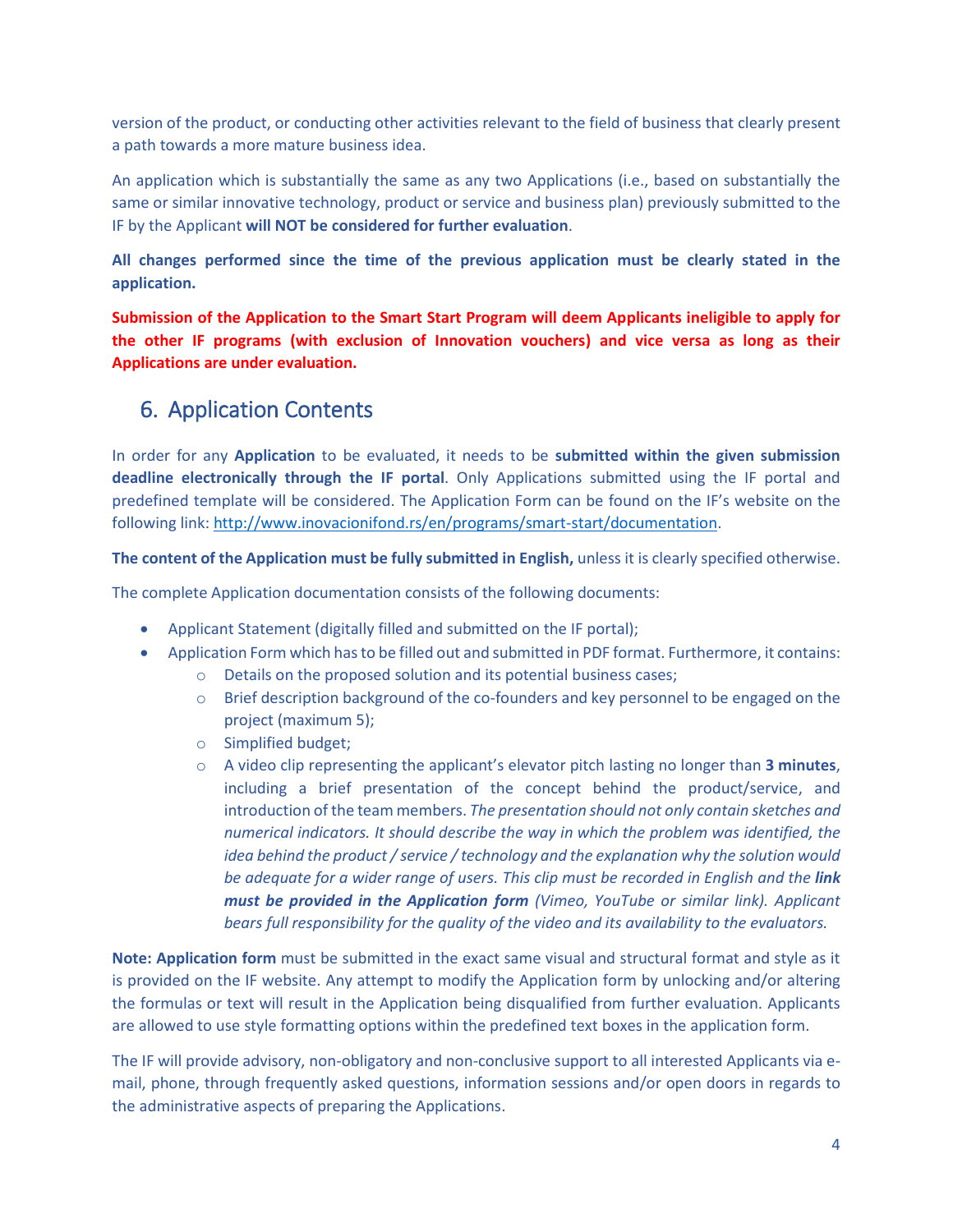version of the product, or conducting other activities relevant to the field of business that clearly present a path towards a more mature business idea.

An application which is substantially the same as any two Applications (i.e., based on substantially the same or similar innovative technology, product or service and business plan) previously submitted to the IF by the Applicant **will NOT be considered for further evaluation**.

**All changes performed since the time of the previous application must be clearly stated in the application.**

**Submission of the Application to the Smart Start Program will deem Applicants ineligible to apply for the other IF programs (with exclusion of Innovation vouchers) and vice versa as long as their Applications are under evaluation.**

## 6. Application Contents

In order for any **Application** to be evaluated, it needs to be **submitted within the given submission deadline electronically through the IF portal**. Only Applications submitted using the IF portal and predefined template will be considered. The Application Form can be found on the IF's website on the following link: http://www.inovacionifond.rs/en/programs/smart-start/documentation.

**The content of the Application must be fully submitted in English,** unless it is clearly specified otherwise.

The complete Application documentation consists of the following documents:

- Applicant Statement (digitally filled and submitted on the IF portal);
- Application Form which has to be filled out and submitted in PDF format. Furthermore, it contains:
  - Details on the proposed solution and its potential business cases;
  - Brief description background of the co-founders and key personnel to be engaged on the project (maximum 5);
  - Simplified budget;
  - A video clip representing the applicant's elevator pitch lasting no longer than **3 minutes**, including a brief presentation of the concept behind the product/service, and introduction of the team members. *The presentation should not only contain sketches and numerical indicators. It should describe the way in which the problem was identified, the idea behind the product / service / technology and the explanation why the solution would be adequate for a wider range of users. This clip must be recorded in English and the **link must be provided in the Application form** (Vimeo, YouTube or similar link). Applicant bears full responsibility for the quality of the video and its availability to the evaluators.*

**Note: Application form** must be submitted in the exact same visual and structural format and style as it is provided on the IF website. Any attempt to modify the Application form by unlocking and/or altering the formulas or text will result in the Application being disqualified from further evaluation. Applicants are allowed to use style formatting options within the predefined text boxes in the application form.

The IF will provide advisory, non-obligatory and non-conclusive support to all interested Applicants via e-mail, phone, through frequently asked questions, information sessions and/or open doors in regards to the administrative aspects of preparing the Applications.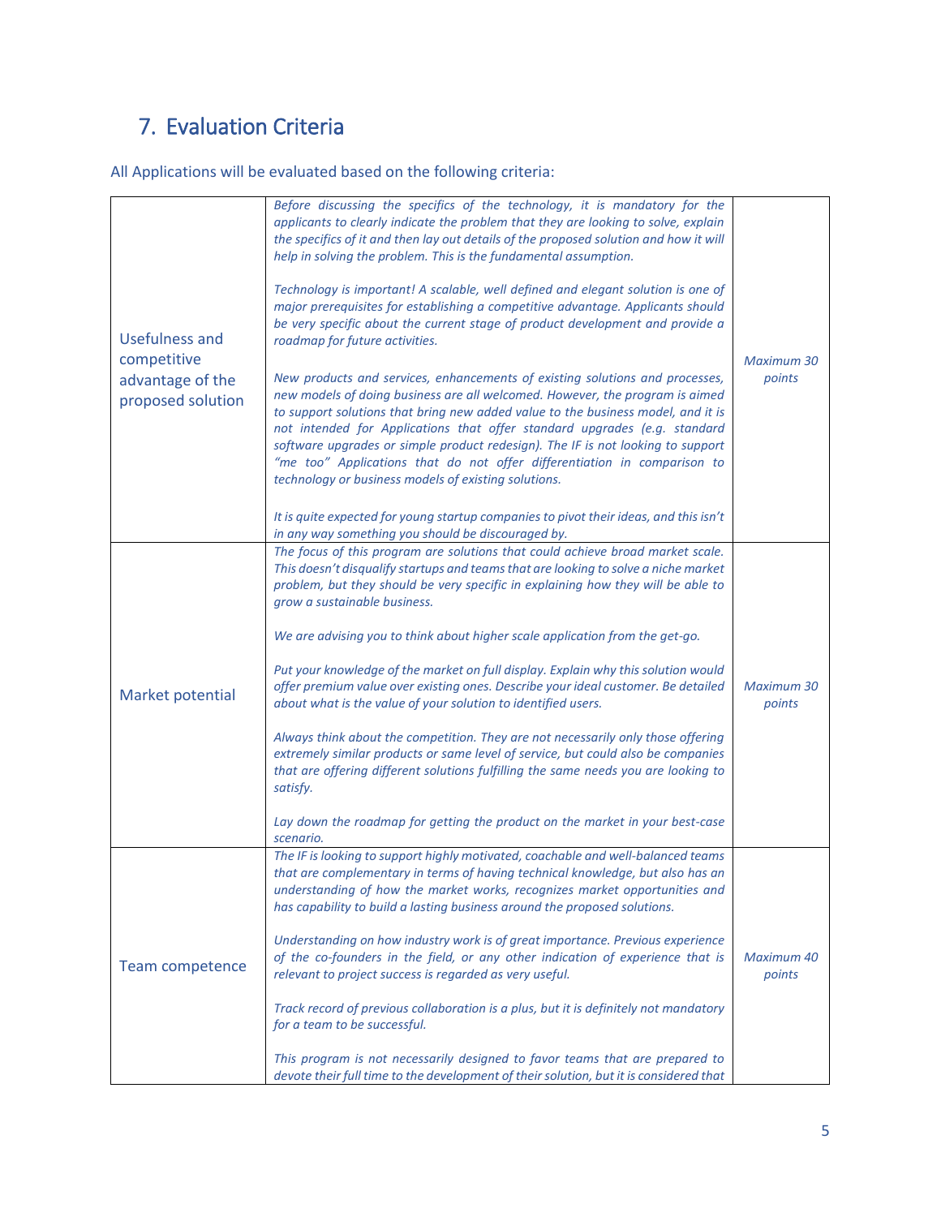## 7. Evaluation Criteria

All Applications will be evaluated based on the following criteria:

| | | |
|---|---|---|
| Usefulness and competitive advantage of the proposed solution | *Before discussing the specifics of the technology, it is mandatory for the applicants to clearly indicate the problem that they are looking to solve, explain the specifics of it and then lay out details of the proposed solution and how it will help in solving the problem. This is the fundamental assumption.*<br><br>*Technology is important! A scalable, well defined and elegant solution is one of major prerequisites for establishing a competitive advantage. Applicants should be very specific about the current stage of product development and provide a roadmap for future activities.*<br><br>*New products and services, enhancements of existing solutions and processes, new models of doing business are all welcomed. However, the program is aimed to support solutions that bring new added value to the business model, and it is not intended for Applications that offer standard upgrades (e.g. standard software upgrades or simple product redesign). The IF is not looking to support "me too" Applications that do not offer differentiation in comparison to technology or business models of existing solutions.*<br><br>*It is quite expected for young startup companies to pivot their ideas, and this isn't in any way something you should be discouraged by.* | *Maximum 30 points* |
| Market potential | *The focus of this program are solutions that could achieve broad market scale. This doesn't disqualify startups and teams that are looking to solve a niche market problem, but they should be very specific in explaining how they will be able to grow a sustainable business.*<br><br>*We are advising you to think about higher scale application from the get-go.*<br><br>*Put your knowledge of the market on full display. Explain why this solution would offer premium value over existing ones. Describe your ideal customer. Be detailed about what is the value of your solution to identified users.*<br><br>*Always think about the competition. They are not necessarily only those offering extremely similar products or same level of service, but could also be companies that are offering different solutions fulfilling the same needs you are looking to satisfy.*<br><br>*Lay down the roadmap for getting the product on the market in your best-case scenario.* | *Maximum 30 points* |
| Team competence | *The IF is looking to support highly motivated, coachable and well-balanced teams that are complementary in terms of having technical knowledge, but also has an understanding of how the market works, recognizes market opportunities and has capability to build a lasting business around the proposed solutions.*<br><br>*Understanding on how industry work is of great importance. Previous experience of the co-founders in the field, or any other indication of experience that is relevant to project success is regarded as very useful.*<br><br>*Track record of previous collaboration is a plus, but it is definitely not mandatory for a team to be successful.*<br><br>*This program is not necessarily designed to favor teams that are prepared to devote their full time to the development of their solution, but it is considered that* | *Maximum 40 points* |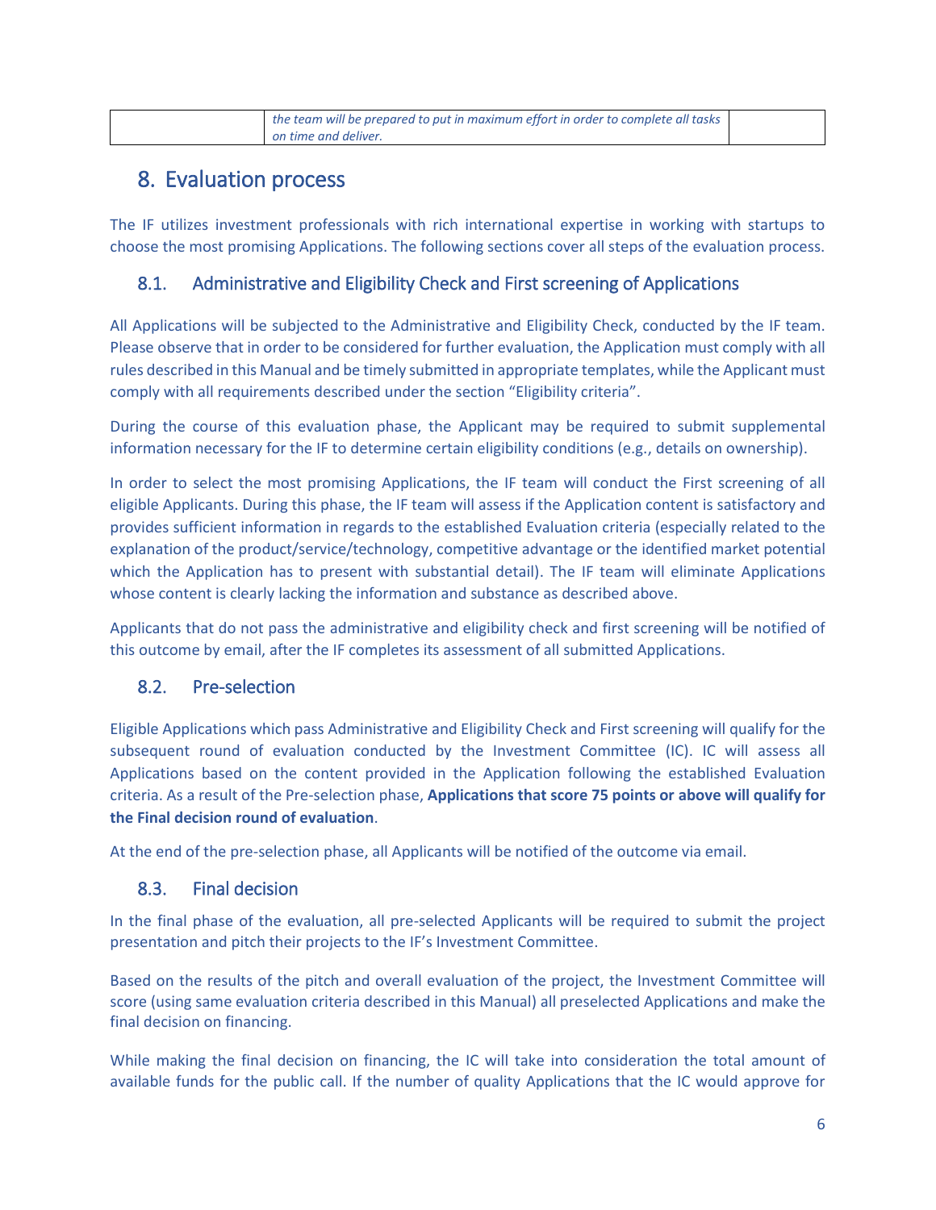| | *the team will be prepared to put in maximum effort in order to complete all tasks on time and deliver.* | |
|---|---|---|

# 8. Evaluation process

The IF utilizes investment professionals with rich international expertise in working with startups to choose the most promising Applications. The following sections cover all steps of the evaluation process.

## 8.1. Administrative and Eligibility Check and First screening of Applications

All Applications will be subjected to the Administrative and Eligibility Check, conducted by the IF team. Please observe that in order to be considered for further evaluation, the Application must comply with all rules described in this Manual and be timely submitted in appropriate templates, while the Applicant must comply with all requirements described under the section "Eligibility criteria".

During the course of this evaluation phase, the Applicant may be required to submit supplemental information necessary for the IF to determine certain eligibility conditions (e.g., details on ownership).

In order to select the most promising Applications, the IF team will conduct the First screening of all eligible Applicants. During this phase, the IF team will assess if the Application content is satisfactory and provides sufficient information in regards to the established Evaluation criteria (especially related to the explanation of the product/service/technology, competitive advantage or the identified market potential which the Application has to present with substantial detail). The IF team will eliminate Applications whose content is clearly lacking the information and substance as described above.

Applicants that do not pass the administrative and eligibility check and first screening will be notified of this outcome by email, after the IF completes its assessment of all submitted Applications.

## 8.2. Pre-selection

Eligible Applications which pass Administrative and Eligibility Check and First screening will qualify for the subsequent round of evaluation conducted by the Investment Committee (IC). IC will assess all Applications based on the content provided in the Application following the established Evaluation criteria. As a result of the Pre-selection phase, **Applications that score 75 points or above will qualify for the Final decision round of evaluation**.

At the end of the pre-selection phase, all Applicants will be notified of the outcome via email.

## 8.3. Final decision

In the final phase of the evaluation, all pre-selected Applicants will be required to submit the project presentation and pitch their projects to the IF's Investment Committee.

Based on the results of the pitch and overall evaluation of the project, the Investment Committee will score (using same evaluation criteria described in this Manual) all preselected Applications and make the final decision on financing.

While making the final decision on financing, the IC will take into consideration the total amount of available funds for the public call. If the number of quality Applications that the IC would approve for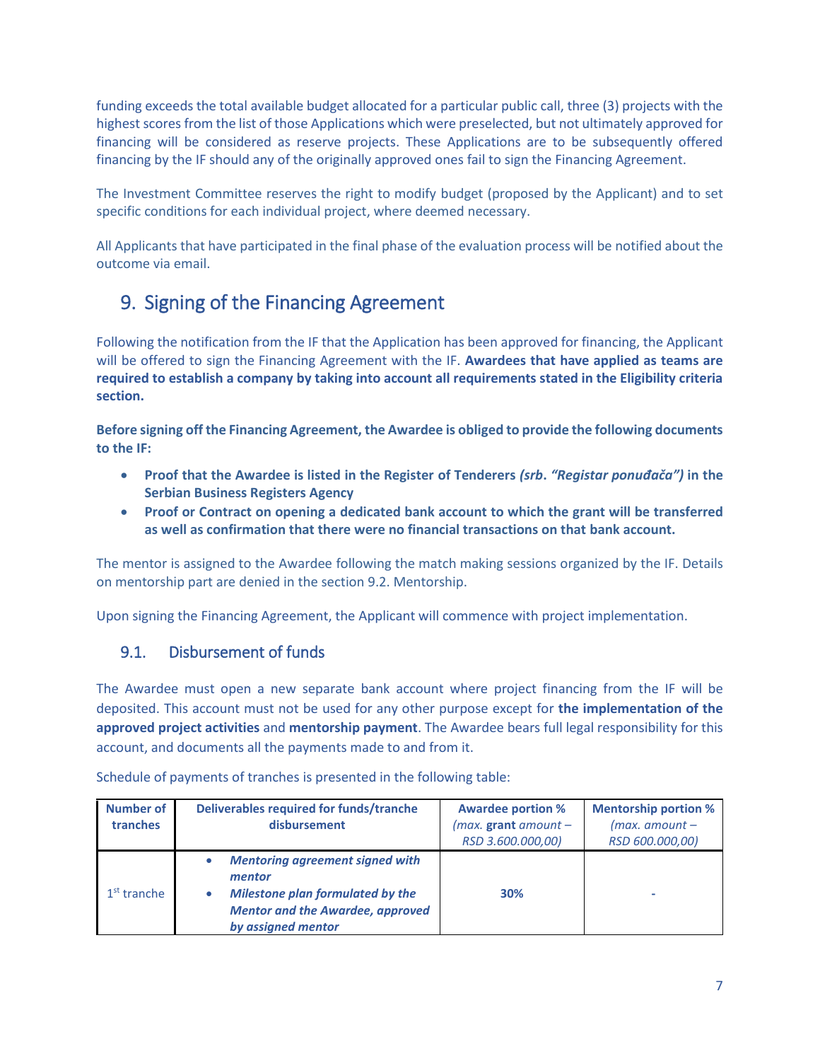funding exceeds the total available budget allocated for a particular public call, three (3) projects with the highest scores from the list of those Applications which were preselected, but not ultimately approved for financing will be considered as reserve projects. These Applications are to be subsequently offered financing by the IF should any of the originally approved ones fail to sign the Financing Agreement.

The Investment Committee reserves the right to modify budget (proposed by the Applicant) and to set specific conditions for each individual project, where deemed necessary.

All Applicants that have participated in the final phase of the evaluation process will be notified about the outcome via email.

# 9. Signing of the Financing Agreement

Following the notification from the IF that the Application has been approved for financing, the Applicant will be offered to sign the Financing Agreement with the IF. **Awardees that have applied as teams are required to establish a company by taking into account all requirements stated in the Eligibility criteria section.**

**Before signing off the Financing Agreement, the Awardee is obliged to provide the following documents to the IF:**

- **Proof that the Awardee is listed in the Register of Tenderers *(srb. "Registar ponuđača")* in the Serbian Business Registers Agency**
- **Proof or Contract on opening a dedicated bank account to which the grant will be transferred as well as confirmation that there were no financial transactions on that bank account.**

The mentor is assigned to the Awardee following the match making sessions organized by the IF. Details on mentorship part are denied in the section 9.2. Mentorship.

Upon signing the Financing Agreement, the Applicant will commence with project implementation.

## 9.1. Disbursement of funds

The Awardee must open a new separate bank account where project financing from the IF will be deposited. This account must not be used for any other purpose except for **the implementation of the approved project activities** and **mentorship payment**. The Awardee bears full legal responsibility for this account, and documents all the payments made to and from it.

Schedule of payments of tranches is presented in the following table:

| Number of tranches | Deliverables required for funds/tranche disbursement | Awardee portion % *(max.* ***grant*** *amount – RSD 3.600.000,00)* | Mentorship portion % *(max. amount – RSD 600.000,00)* |
|---|---|---|---|
| 1st tranche | • ***Mentoring agreement signed with mentor*** <br> • ***Milestone plan formulated by the Mentor and the Awardee, approved by assigned mentor*** | **30%** | - |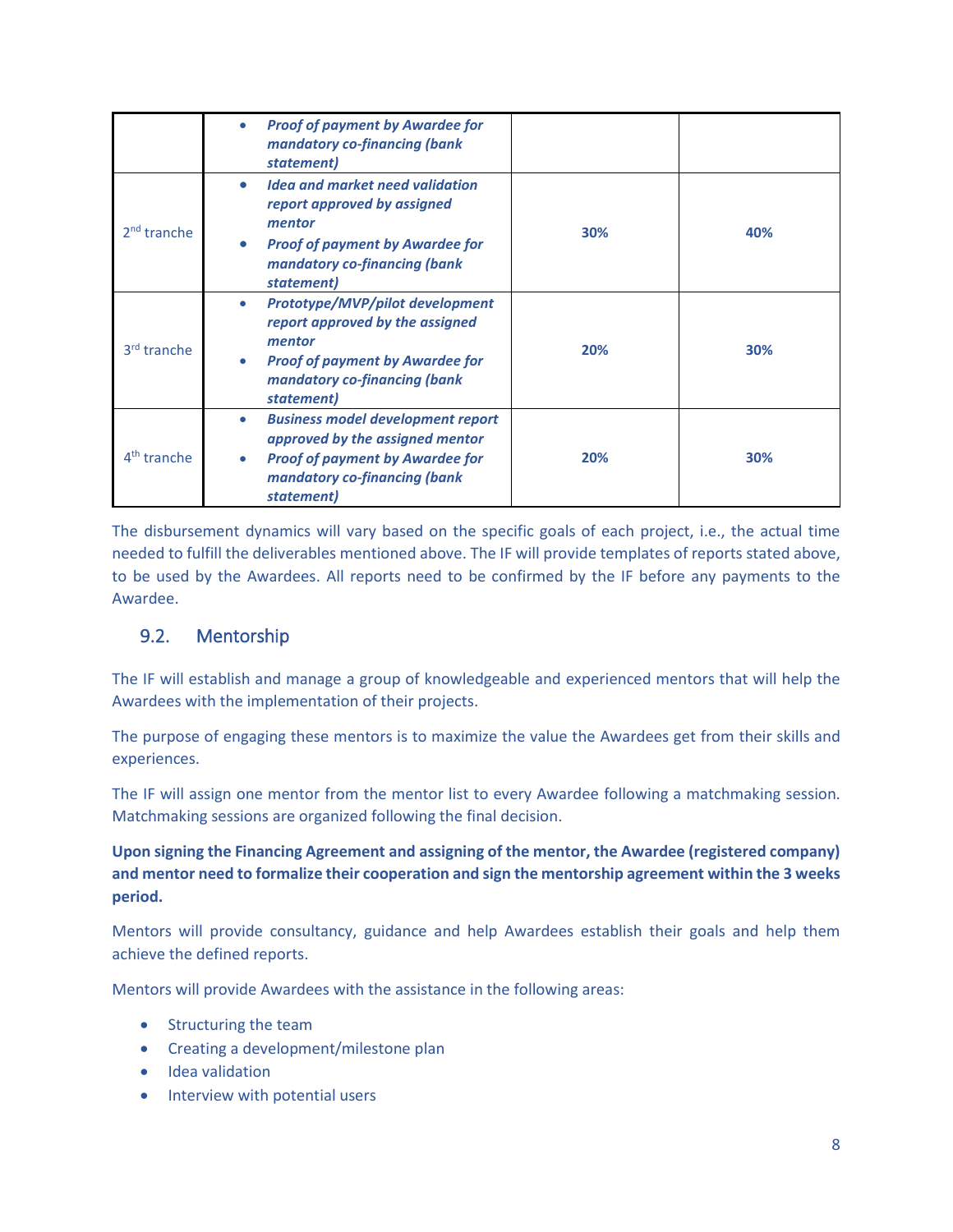| | | | |
|---|---|---|---|
| | • ***Proof of payment by Awardee for mandatory co-financing (bank statement)*** | | |
| 2nd tranche | • ***Idea and market need validation report approved by assigned mentor*** <br> • ***Proof of payment by Awardee for mandatory co-financing (bank statement)*** | **30%** | **40%** |
| 3rd tranche | • ***Prototype/MVP/pilot development report approved by the assigned mentor*** <br> • ***Proof of payment by Awardee for mandatory co-financing (bank statement)*** | **20%** | **30%** |
| 4th tranche | • ***Business model development report approved by the assigned mentor*** <br> • ***Proof of payment by Awardee for mandatory co-financing (bank statement)*** | **20%** | **30%** |

The disbursement dynamics will vary based on the specific goals of each project, i.e., the actual time needed to fulfill the deliverables mentioned above. The IF will provide templates of reports stated above, to be used by the Awardees. All reports need to be confirmed by the IF before any payments to the Awardee.

## 9.2. Mentorship

The IF will establish and manage a group of knowledgeable and experienced mentors that will help the Awardees with the implementation of their projects.

The purpose of engaging these mentors is to maximize the value the Awardees get from their skills and experiences.

The IF will assign one mentor from the mentor list to every Awardee following a matchmaking session. Matchmaking sessions are organized following the final decision.

**Upon signing the Financing Agreement and assigning of the mentor, the Awardee (registered company) and mentor need to formalize their cooperation and sign the mentorship agreement within the 3 weeks period.**

Mentors will provide consultancy, guidance and help Awardees establish their goals and help them achieve the defined reports.

Mentors will provide Awardees with the assistance in the following areas:

- Structuring the team
- Creating a development/milestone plan
- Idea validation
- Interview with potential users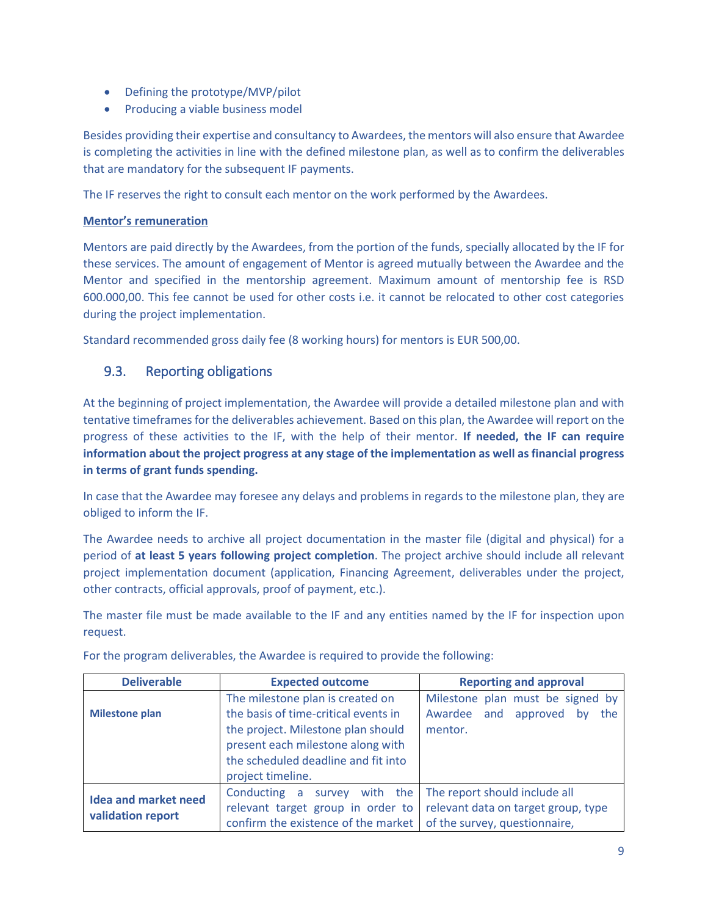- Defining the prototype/MVP/pilot
- Producing a viable business model

Besides providing their expertise and consultancy to Awardees, the mentors will also ensure that Awardee is completing the activities in line with the defined milestone plan, as well as to confirm the deliverables that are mandatory for the subsequent IF payments.

The IF reserves the right to consult each mentor on the work performed by the Awardees.

**Mentor's remuneration**

Mentors are paid directly by the Awardees, from the portion of the funds, specially allocated by the IF for these services. The amount of engagement of Mentor is agreed mutually between the Awardee and the Mentor and specified in the mentorship agreement. Maximum amount of mentorship fee is RSD 600.000,00. This fee cannot be used for other costs i.e. it cannot be relocated to other cost categories during the project implementation.

Standard recommended gross daily fee (8 working hours) for mentors is EUR 500,00.

## 9.3. Reporting obligations

At the beginning of project implementation, the Awardee will provide a detailed milestone plan and with tentative timeframes for the deliverables achievement. Based on this plan, the Awardee will report on the progress of these activities to the IF, with the help of their mentor. **If needed, the IF can require information about the project progress at any stage of the implementation as well as financial progress in terms of grant funds spending.**

In case that the Awardee may foresee any delays and problems in regards to the milestone plan, they are obliged to inform the IF.

The Awardee needs to archive all project documentation in the master file (digital and physical) for a period of **at least 5 years following project completion**. The project archive should include all relevant project implementation document (application, Financing Agreement, deliverables under the project, other contracts, official approvals, proof of payment, etc.).

The master file must be made available to the IF and any entities named by the IF for inspection upon request.

For the program deliverables, the Awardee is required to provide the following:

| Deliverable | Expected outcome | Reporting and approval |
|---|---|---|
| **Milestone plan** | The milestone plan is created on the basis of time-critical events in the project. Milestone plan should present each milestone along with the scheduled deadline and fit into project timeline. | Milestone plan must be signed by Awardee and approved by the mentor. |
| **Idea and market need validation report** | Conducting a survey with the relevant target group in order to confirm the existence of the market | The report should include all relevant data on target group, type of the survey, questionnaire, |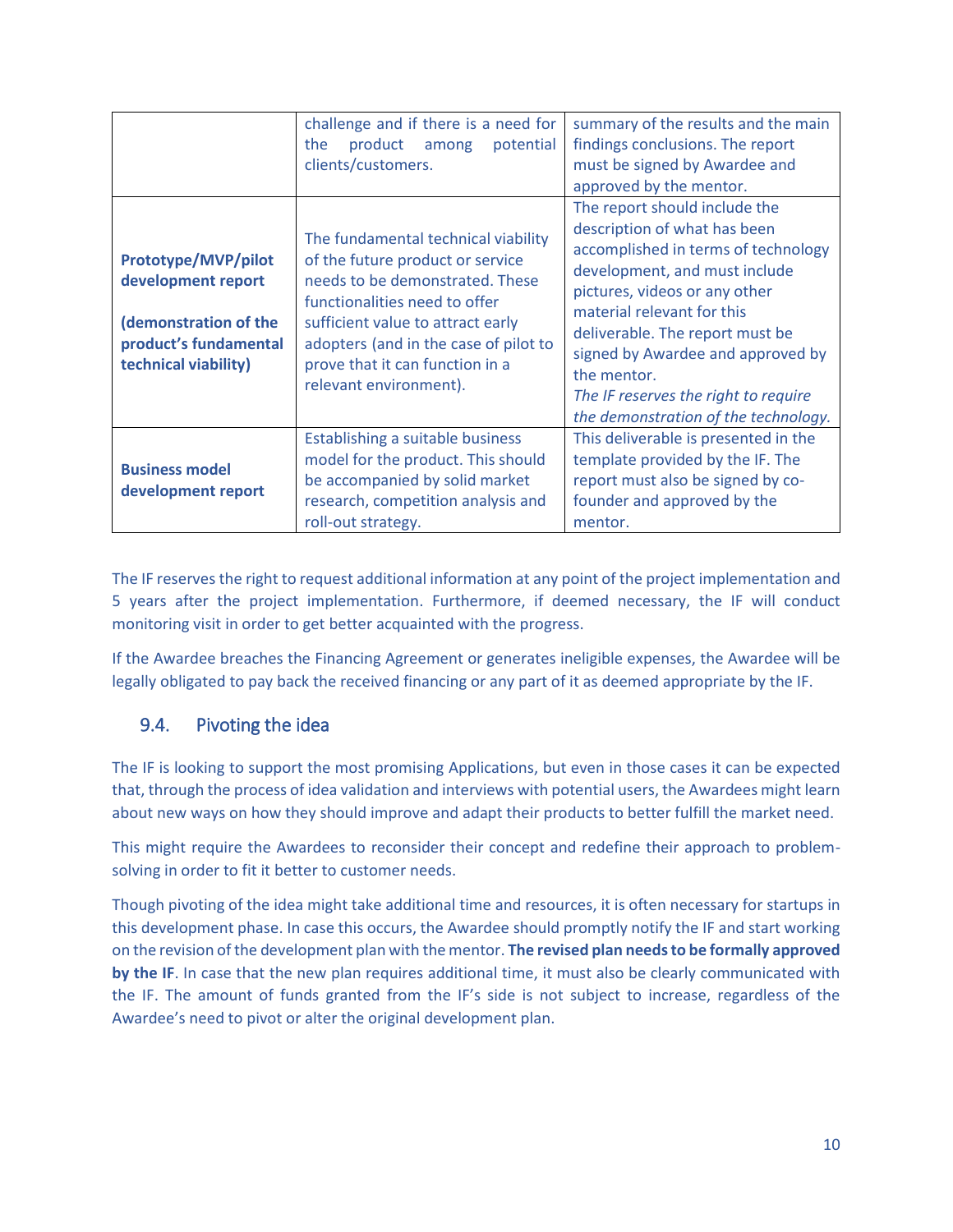| | | |
|---|---|---|
| | challenge and if there is a need for the product among potential clients/customers. | summary of the results and the main findings conclusions. The report must be signed by Awardee and approved by the mentor. |
| **Prototype/MVP/pilot development report** **(demonstration of the product's fundamental technical viability)** | The fundamental technical viability of the future product or service needs to be demonstrated. These functionalities need to offer sufficient value to attract early adopters (and in the case of pilot to prove that it can function in a relevant environment). | The report should include the description of what has been accomplished in terms of technology development, and must include pictures, videos or any other material relevant for this deliverable. The report must be signed by Awardee and approved by the mentor. *The IF reserves the right to require the demonstration of the technology.* |
| **Business model development report** | Establishing a suitable business model for the product. This should be accompanied by solid market research, competition analysis and roll-out strategy. | This deliverable is presented in the template provided by the IF. The report must also be signed by co-founder and approved by the mentor. |

The IF reserves the right to request additional information at any point of the project implementation and 5 years after the project implementation. Furthermore, if deemed necessary, the IF will conduct monitoring visit in order to get better acquainted with the progress.

If the Awardee breaches the Financing Agreement or generates ineligible expenses, the Awardee will be legally obligated to pay back the received financing or any part of it as deemed appropriate by the IF.

## 9.4. Pivoting the idea

The IF is looking to support the most promising Applications, but even in those cases it can be expected that, through the process of idea validation and interviews with potential users, the Awardees might learn about new ways on how they should improve and adapt their products to better fulfill the market need.

This might require the Awardees to reconsider their concept and redefine their approach to problem-solving in order to fit it better to customer needs.

Though pivoting of the idea might take additional time and resources, it is often necessary for startups in this development phase. In case this occurs, the Awardee should promptly notify the IF and start working on the revision of the development plan with the mentor. **The revised plan needs to be formally approved by the IF**. In case that the new plan requires additional time, it must also be clearly communicated with the IF. The amount of funds granted from the IF's side is not subject to increase, regardless of the Awardee's need to pivot or alter the original development plan.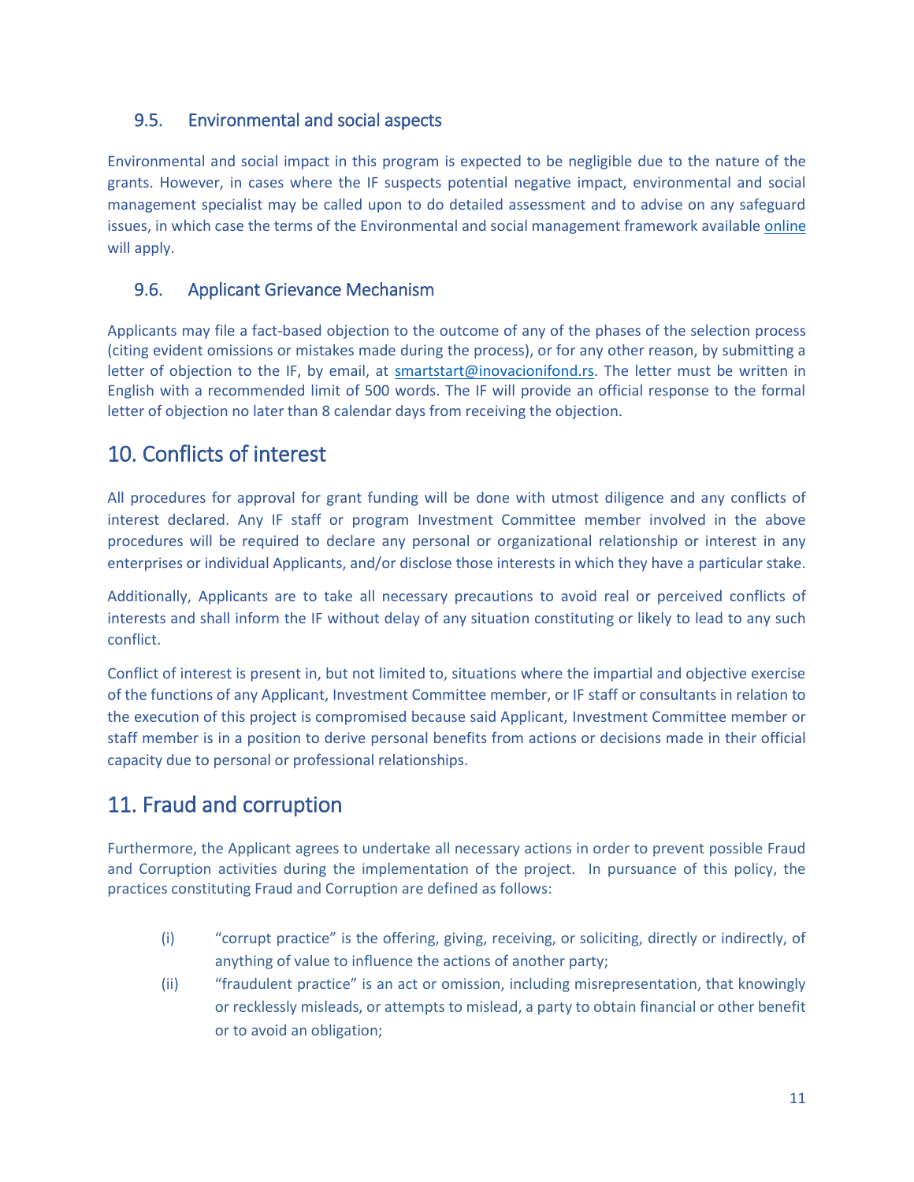### 9.5. Environmental and social aspects

Environmental and social impact in this program is expected to be negligible due to the nature of the grants. However, in cases where the IF suspects potential negative impact, environmental and social management specialist may be called upon to do detailed assessment and to advise on any safeguard issues, in which case the terms of the Environmental and social management framework available online will apply.

### 9.6. Applicant Grievance Mechanism

Applicants may file a fact-based objection to the outcome of any of the phases of the selection process (citing evident omissions or mistakes made during the process), or for any other reason, by submitting a letter of objection to the IF, by email, at smartstart@inovacionifond.rs. The letter must be written in English with a recommended limit of 500 words. The IF will provide an official response to the formal letter of objection no later than 8 calendar days from receiving the objection.

## 10. Conflicts of interest

All procedures for approval for grant funding will be done with utmost diligence and any conflicts of interest declared. Any IF staff or program Investment Committee member involved in the above procedures will be required to declare any personal or organizational relationship or interest in any enterprises or individual Applicants, and/or disclose those interests in which they have a particular stake.

Additionally, Applicants are to take all necessary precautions to avoid real or perceived conflicts of interests and shall inform the IF without delay of any situation constituting or likely to lead to any such conflict.

Conflict of interest is present in, but not limited to, situations where the impartial and objective exercise of the functions of any Applicant, Investment Committee member, or IF staff or consultants in relation to the execution of this project is compromised because said Applicant, Investment Committee member or staff member is in a position to derive personal benefits from actions or decisions made in their official capacity due to personal or professional relationships.

## 11. Fraud and corruption

Furthermore, the Applicant agrees to undertake all necessary actions in order to prevent possible Fraud and Corruption activities during the implementation of the project. In pursuance of this policy, the practices constituting Fraud and Corruption are defined as follows:

(i) "corrupt practice" is the offering, giving, receiving, or soliciting, directly or indirectly, of anything of value to influence the actions of another party;

(ii) "fraudulent practice" is an act or omission, including misrepresentation, that knowingly or recklessly misleads, or attempts to mislead, a party to obtain financial or other benefit or to avoid an obligation;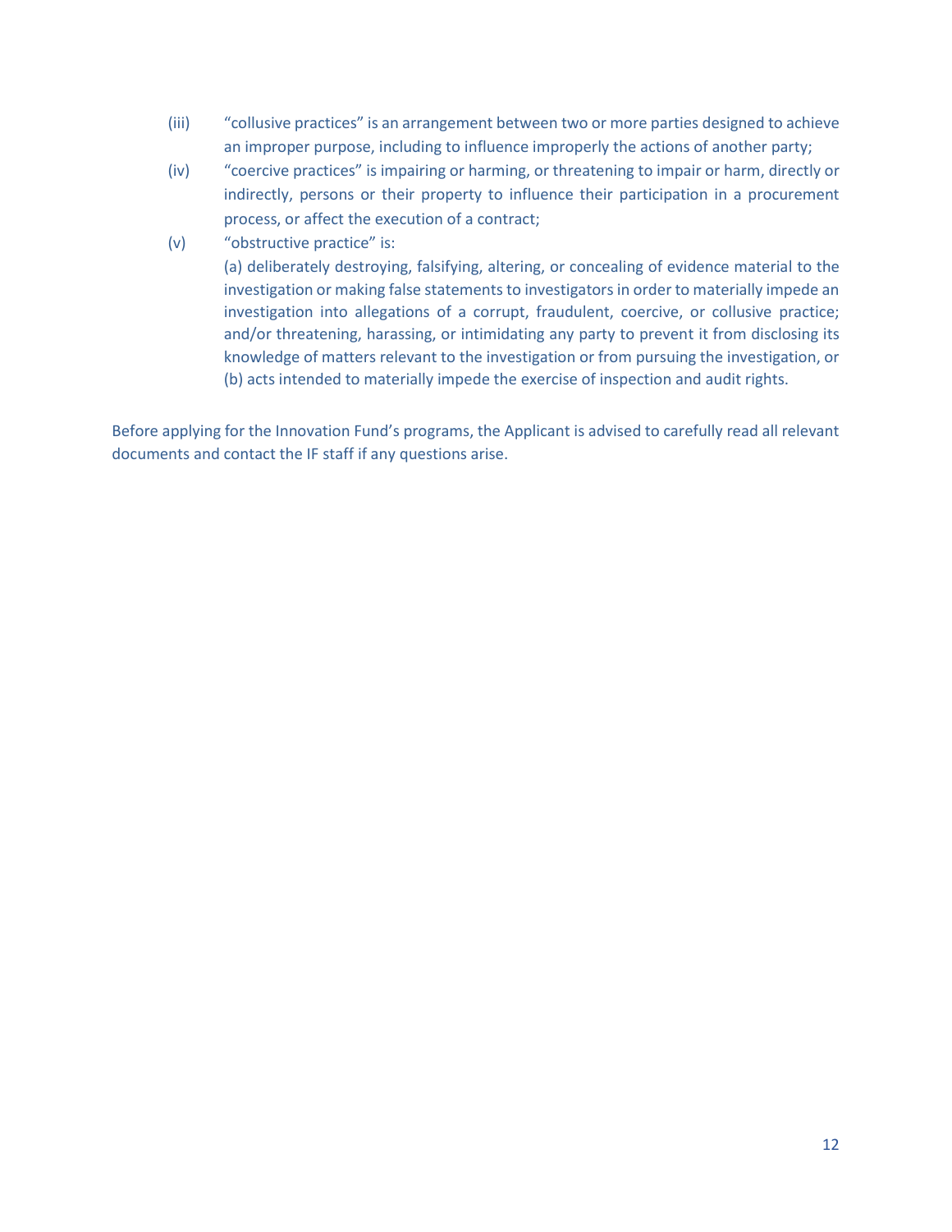(iii) “collusive practices” is an arrangement between two or more parties designed to achieve an improper purpose, including to influence improperly the actions of another party;

(iv) “coercive practices” is impairing or harming, or threatening to impair or harm, directly or indirectly, persons or their property to influence their participation in a procurement process, or affect the execution of a contract;

(v) “obstructive practice” is:

(a) deliberately destroying, falsifying, altering, or concealing of evidence material to the investigation or making false statements to investigators in order to materially impede an investigation into allegations of a corrupt, fraudulent, coercive, or collusive practice; and/or threatening, harassing, or intimidating any party to prevent it from disclosing its knowledge of matters relevant to the investigation or from pursuing the investigation, or

(b) acts intended to materially impede the exercise of inspection and audit rights.

Before applying for the Innovation Fund’s programs, the Applicant is advised to carefully read all relevant documents and contact the IF staff if any questions arise.